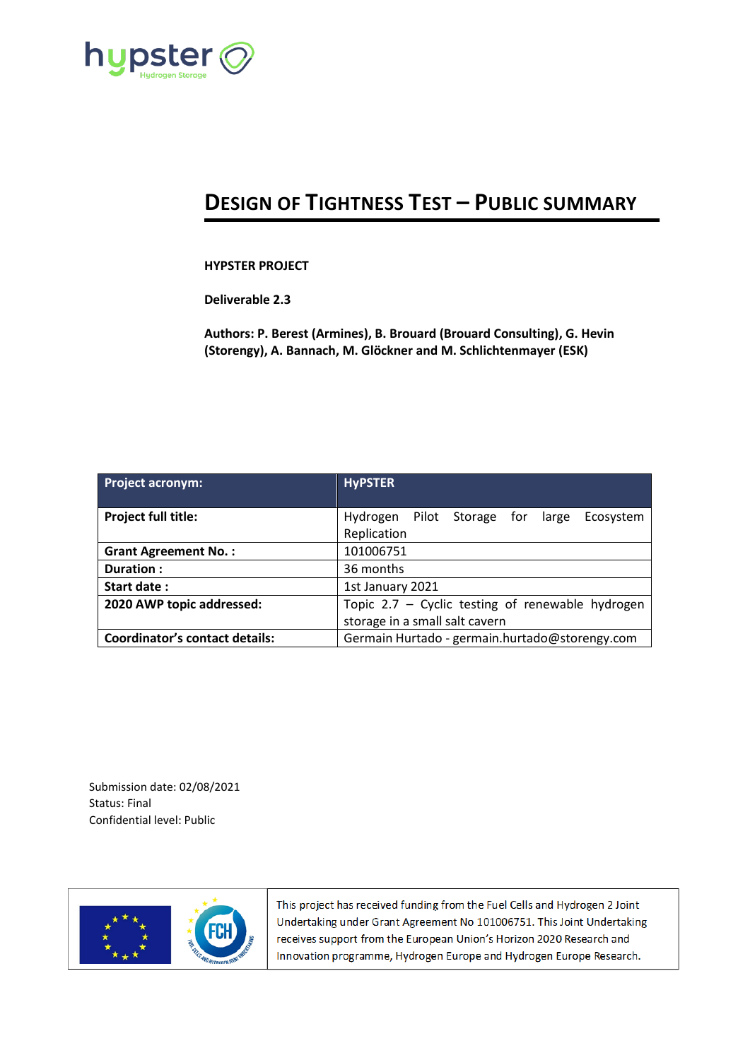# Design of Tightness Test – Public Summary

**HYPSTER PROJECT**

**Deliverable 2.3**

**Authors: P. Berest (Armines), B. Brouard (Brouard Consulting), G. Hevin (Storengy), A. Bannach, M. Glöckner and M. Schlichtenmayer (ESK)**

| Project acronym: | HyPSTER |
|---|---|
| **Project full title:** | Hydrogen Pilot Storage for large Ecosystem Replication |
| **Grant Agreement No. :** | 101006751 |
| **Duration :** | 36 months |
| **Start date :** | 1st January 2021 |
| **2020 AWP topic addressed:** | Topic 2.7 – Cyclic testing of renewable hydrogen storage in a small salt cavern |
| **Coordinator's contact details:** | Germain Hurtado - germain.hurtado@storengy.com |

Submission date: 02/08/2021
Status: Final
Confidential level: Public

This project has received funding from the Fuel Cells and Hydrogen 2 Joint Undertaking under Grant Agreement No 101006751. This Joint Undertaking receives support from the European Union's Horizon 2020 Research and Innovation programme, Hydrogen Europe and Hydrogen Europe Research.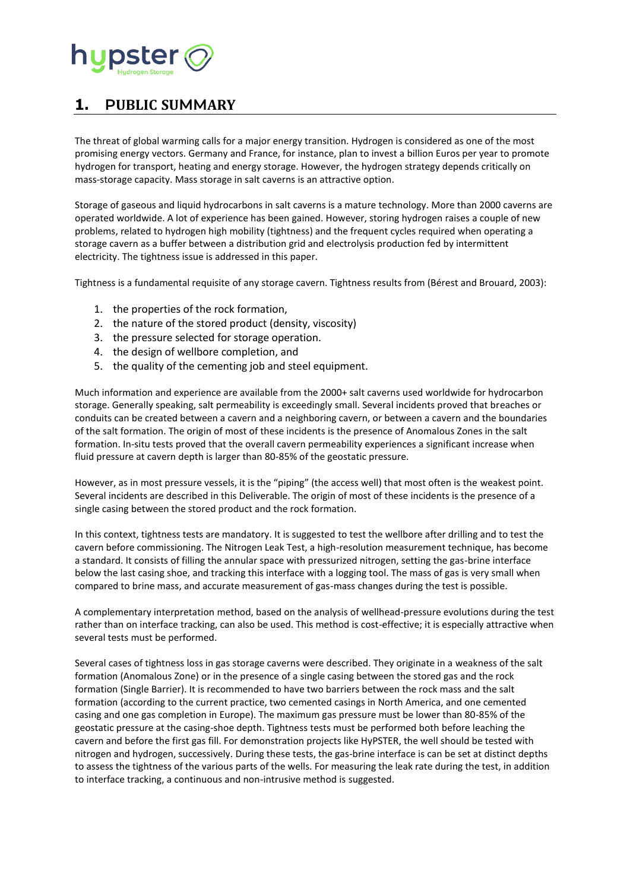# 1. PUBLIC SUMMARY

The threat of global warming calls for a major energy transition. Hydrogen is considered as one of the most promising energy vectors. Germany and France, for instance, plan to invest a billion Euros per year to promote hydrogen for transport, heating and energy storage. However, the hydrogen strategy depends critically on mass-storage capacity. Mass storage in salt caverns is an attractive option.

Storage of gaseous and liquid hydrocarbons in salt caverns is a mature technology. More than 2000 caverns are operated worldwide. A lot of experience has been gained. However, storing hydrogen raises a couple of new problems, related to hydrogen high mobility (tightness) and the frequent cycles required when operating a storage cavern as a buffer between a distribution grid and electrolysis production fed by intermittent electricity. The tightness issue is addressed in this paper.

Tightness is a fundamental requisite of any storage cavern. Tightness results from (Bérest and Brouard, 2003):

1. the properties of the rock formation,
2. the nature of the stored product (density, viscosity)
3. the pressure selected for storage operation.
4. the design of wellbore completion, and
5. the quality of the cementing job and steel equipment.

Much information and experience are available from the 2000+ salt caverns used worldwide for hydrocarbon storage. Generally speaking, salt permeability is exceedingly small. Several incidents proved that breaches or conduits can be created between a cavern and a neighboring cavern, or between a cavern and the boundaries of the salt formation. The origin of most of these incidents is the presence of Anomalous Zones in the salt formation. In-situ tests proved that the overall cavern permeability experiences a significant increase when fluid pressure at cavern depth is larger than 80-85% of the geostatic pressure.

However, as in most pressure vessels, it is the "piping" (the access well) that most often is the weakest point. Several incidents are described in this Deliverable. The origin of most of these incidents is the presence of a single casing between the stored product and the rock formation.

In this context, tightness tests are mandatory. It is suggested to test the wellbore after drilling and to test the cavern before commissioning. The Nitrogen Leak Test, a high-resolution measurement technique, has become a standard. It consists of filling the annular space with pressurized nitrogen, setting the gas-brine interface below the last casing shoe, and tracking this interface with a logging tool. The mass of gas is very small when compared to brine mass, and accurate measurement of gas-mass changes during the test is possible.

A complementary interpretation method, based on the analysis of wellhead-pressure evolutions during the test rather than on interface tracking, can also be used. This method is cost-effective; it is especially attractive when several tests must be performed.

Several cases of tightness loss in gas storage caverns were described. They originate in a weakness of the salt formation (Anomalous Zone) or in the presence of a single casing between the stored gas and the rock formation (Single Barrier). It is recommended to have two barriers between the rock mass and the salt formation (according to the current practice, two cemented casings in North America, and one cemented casing and one gas completion in Europe). The maximum gas pressure must be lower than 80-85% of the geostatic pressure at the casing-shoe depth. Tightness tests must be performed both before leaching the cavern and before the first gas fill. For demonstration projects like HyPSTER, the well should be tested with nitrogen and hydrogen, successively. During these tests, the gas-brine interface is can be set at distinct depths to assess the tightness of the various parts of the wells. For measuring the leak rate during the test, in addition to interface tracking, a continuous and non-intrusive method is suggested.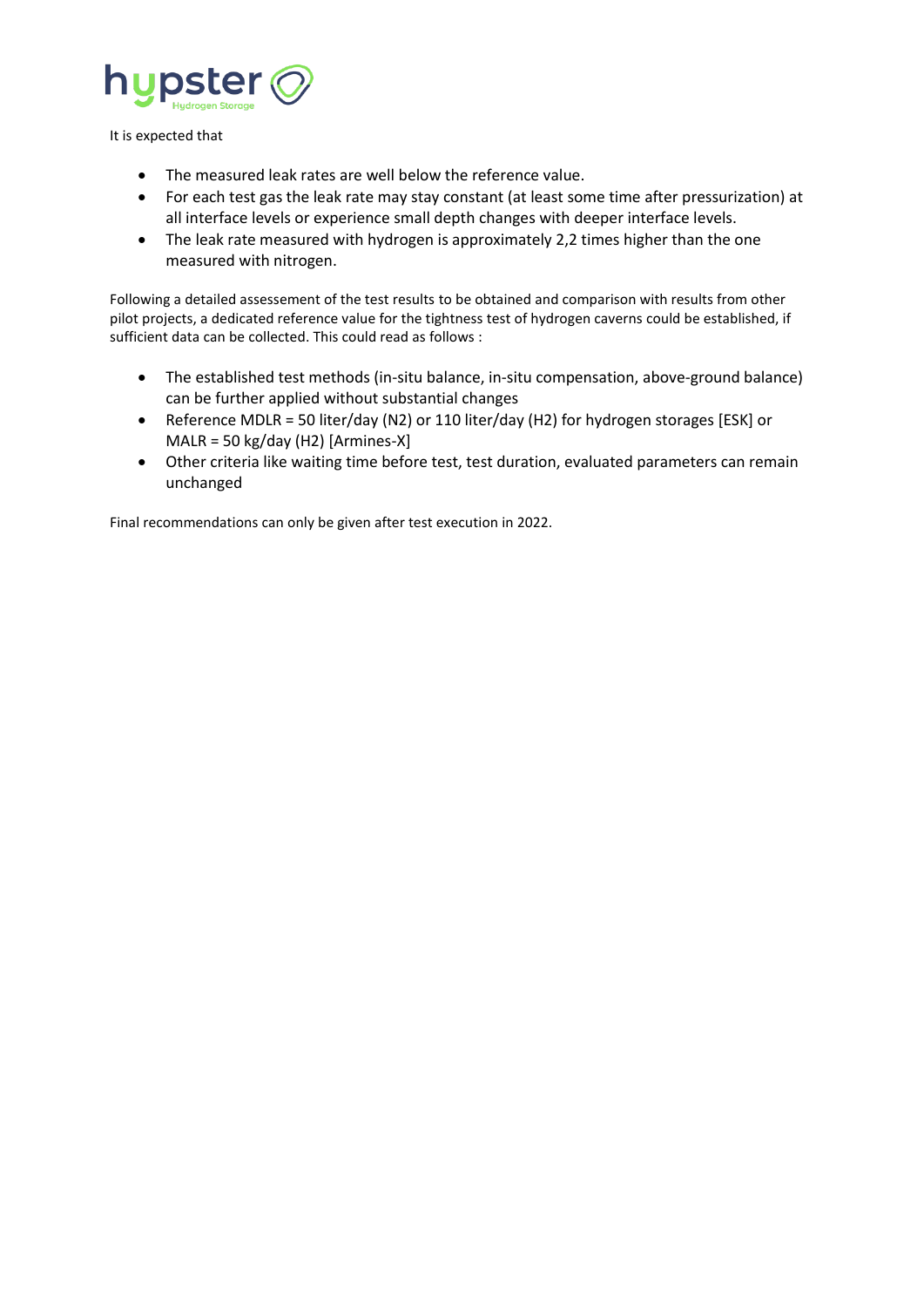It is expected that

- The measured leak rates are well below the reference value.
- For each test gas the leak rate may stay constant (at least some time after pressurization) at all interface levels or experience small depth changes with deeper interface levels.
- The leak rate measured with hydrogen is approximately 2,2 times higher than the one measured with nitrogen.

Following a detailed assessement of the test results to be obtained and comparison with results from other pilot projects, a dedicated reference value for the tightness test of hydrogen caverns could be established, if sufficient data can be collected. This could read as follows :

- The established test methods (in-situ balance, in-situ compensation, above-ground balance) can be further applied without substantial changes
- Reference MDLR = 50 liter/day ($N_2$) or 110 liter/day ($H_2$) for hydrogen storages [ESK] or MALR = 50 kg/day ($H_2$) [Armines-X]
- Other criteria like waiting time before test, test duration, evaluated parameters can remain unchanged

Final recommendations can only be given after test execution in 2022.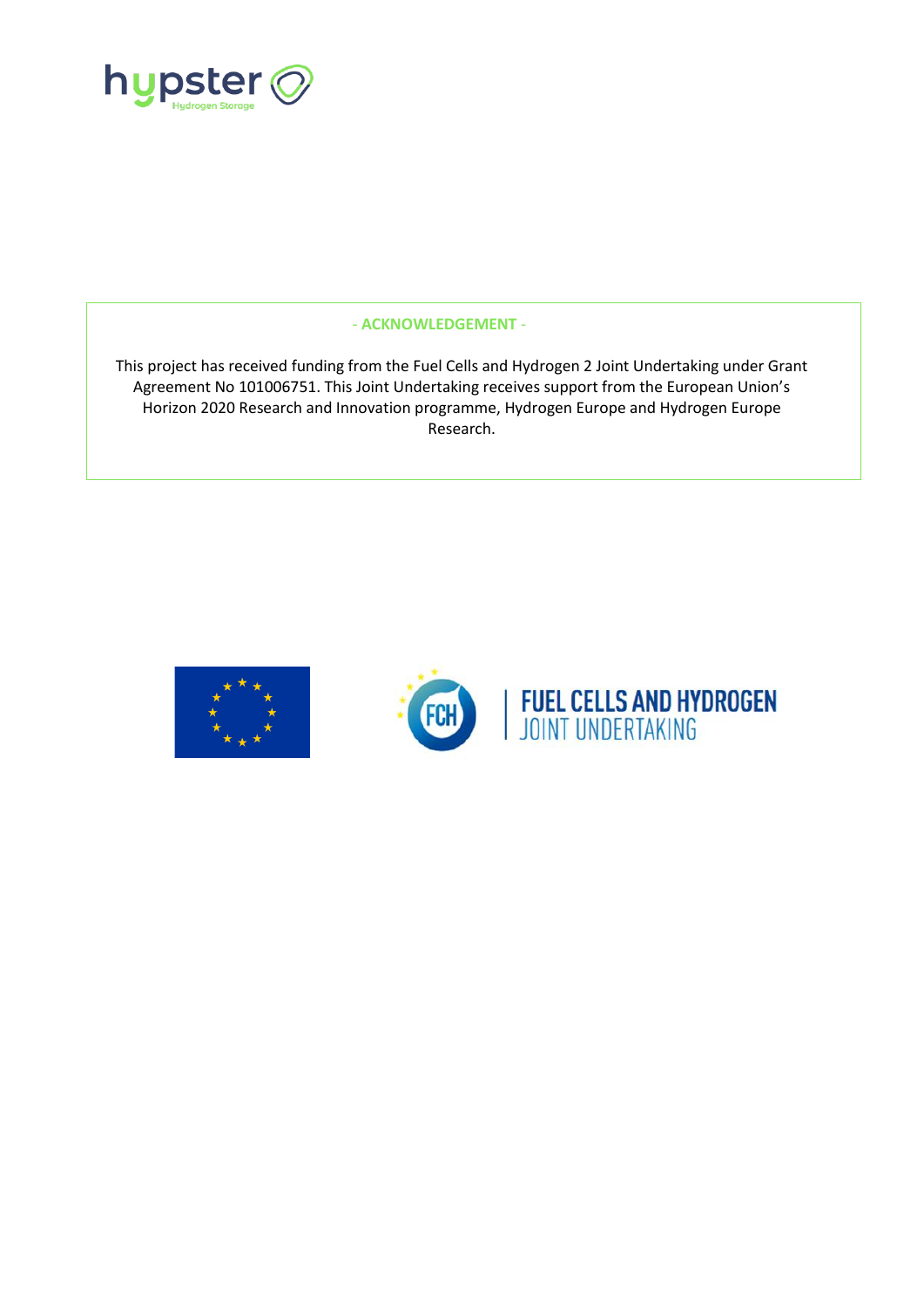- ACKNOWLEDGEMENT -

This project has received funding from the Fuel Cells and Hydrogen 2 Joint Undertaking under Grant Agreement No 101006751. This Joint Undertaking receives support from the European Union's Horizon 2020 Research and Innovation programme, Hydrogen Europe and Hydrogen Europe Research.